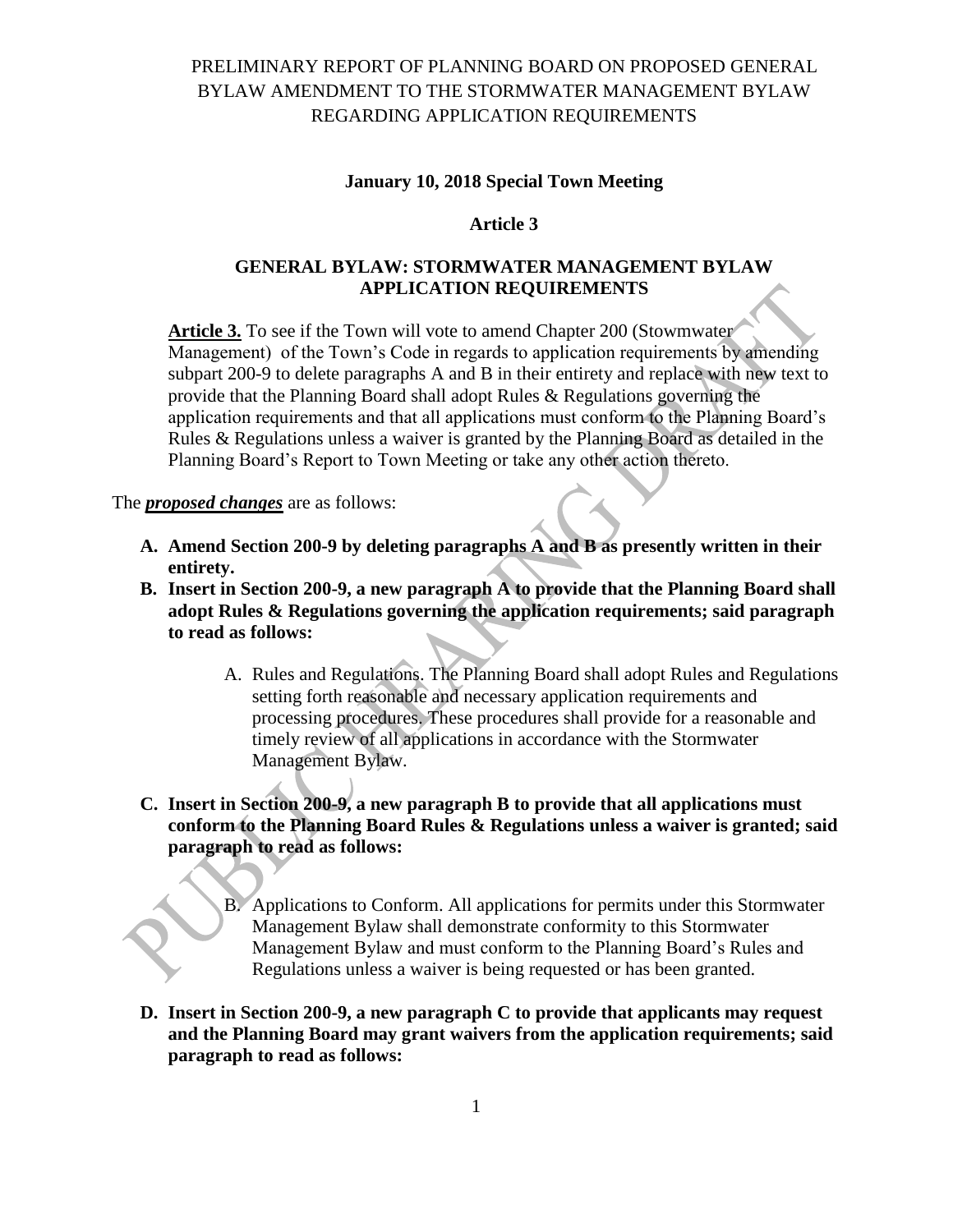# PRELIMINARY REPORT OF PLANNING BOARD ON PROPOSED GENERAL BYLAW AMENDMENT TO THE STORMWATER MANAGEMENT BYLAW REGARDING APPLICATION REQUIREMENTS

**January 10, 2018 Special Town Meeting**

**Article 3**

## GENERAL BYLAW: STORMWATER MANAGEMENT BYLAW APPLICATION REQUIREMENTS

**Article 3.** To see if the Town will vote to amend Chapter 200 (Stowmwater Management) of the Town's Code in regards to application requirements by amending subpart 200-9 to delete paragraphs A and B in their entirety and replace with new text to provide that the Planning Board shall adopt Rules & Regulations governing the application requirements and that all applications must conform to the Planning Board's Rules & Regulations unless a waiver is granted by the Planning Board as detailed in the Planning Board's Report to Town Meeting or take any other action thereto.

The ***proposed changes*** are as follows:

**A. Amend Section 200-9 by deleting paragraphs A and B as presently written in their entirety.**

**B. Insert in Section 200-9, a new paragraph A to provide that the Planning Board shall adopt Rules & Regulations governing the application requirements; said paragraph to read as follows:**

> A. Rules and Regulations. The Planning Board shall adopt Rules and Regulations setting forth reasonable and necessary application requirements and processing procedures. These procedures shall provide for a reasonable and timely review of all applications in accordance with the Stormwater Management Bylaw.

**C. Insert in Section 200-9, a new paragraph B to provide that all applications must conform to the Planning Board Rules & Regulations unless a waiver is granted; said paragraph to read as follows:**

> B. Applications to Conform. All applications for permits under this Stormwater Management Bylaw shall demonstrate conformity to this Stormwater Management Bylaw and must conform to the Planning Board's Rules and Regulations unless a waiver is being requested or has been granted.

**D. Insert in Section 200-9, a new paragraph C to provide that applicants may request and the Planning Board may grant waivers from the application requirements; said paragraph to read as follows:**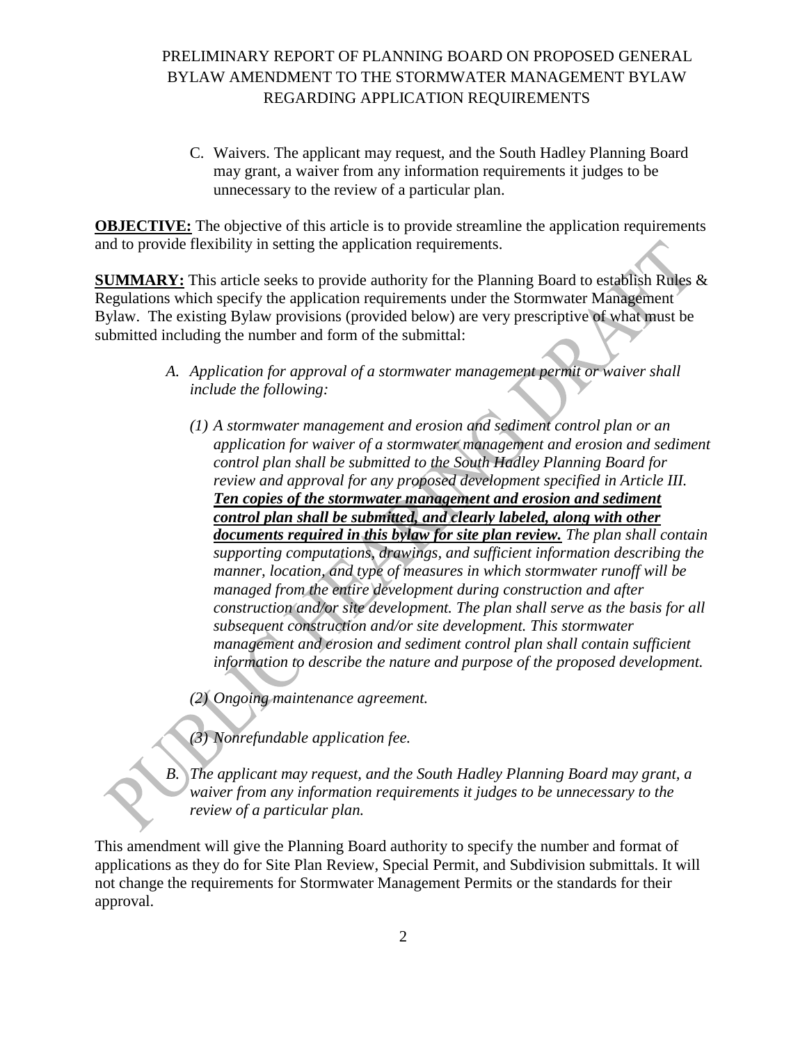# PRELIMINARY REPORT OF PLANNING BOARD ON PROPOSED GENERAL BYLAW AMENDMENT TO THE STORMWATER MANAGEMENT BYLAW REGARDING APPLICATION REQUIREMENTS

C. Waivers. The applicant may request, and the South Hadley Planning Board may grant, a waiver from any information requirements it judges to be unnecessary to the review of a particular plan.

**OBJECTIVE:** The objective of this article is to provide streamline the application requirements and to provide flexibility in setting the application requirements.

**SUMMARY:** This article seeks to provide authority for the Planning Board to establish Rules & Regulations which specify the application requirements under the Stormwater Management Bylaw. The existing Bylaw provisions (provided below) are very prescriptive of what must be submitted including the number and form of the submittal:

*A. Application for approval of a stormwater management permit or waiver shall include the following:*

*(1) A stormwater management and erosion and sediment control plan or an application for waiver of a stormwater management and erosion and sediment control plan shall be submitted to the South Hadley Planning Board for review and approval for any proposed development specified in Article III.* ***<u>Ten copies of the stormwater management and erosion and sediment control plan shall be submitted, and clearly labeled, along with other documents required in this bylaw for site plan review.</u>*** *The plan shall contain supporting computations, drawings, and sufficient information describing the manner, location, and type of measures in which stormwater runoff will be managed from the entire development during construction and after construction and/or site development. The plan shall serve as the basis for all subsequent construction and/or site development. This stormwater management and erosion and sediment control plan shall contain sufficient information to describe the nature and purpose of the proposed development.*

*(2) Ongoing maintenance agreement.*

*(3) Nonrefundable application fee.*

*B. The applicant may request, and the South Hadley Planning Board may grant, a waiver from any information requirements it judges to be unnecessary to the review of a particular plan.*

This amendment will give the Planning Board authority to specify the number and format of applications as they do for Site Plan Review, Special Permit, and Subdivision submittals. It will not change the requirements for Stormwater Management Permits or the standards for their approval.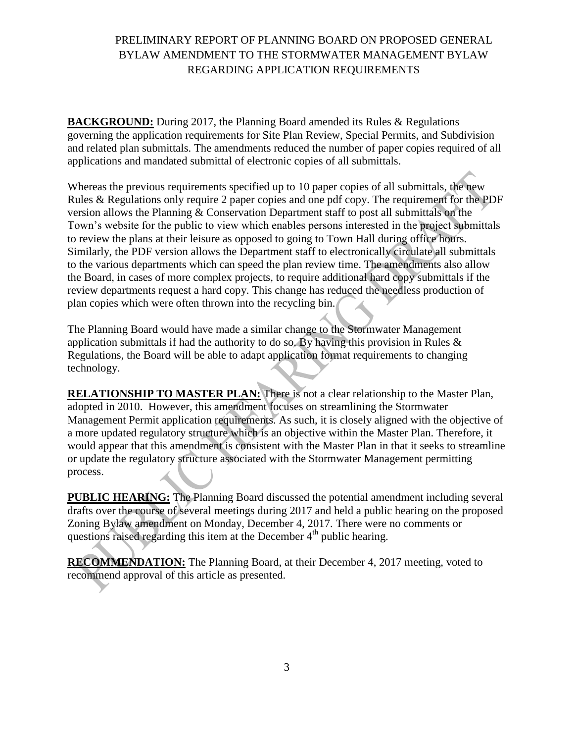# PRELIMINARY REPORT OF PLANNING BOARD ON PROPOSED GENERAL BYLAW AMENDMENT TO THE STORMWATER MANAGEMENT BYLAW REGARDING APPLICATION REQUIREMENTS

**BACKGROUND:** During 2017, the Planning Board amended its Rules & Regulations governing the application requirements for Site Plan Review, Special Permits, and Subdivision and related plan submittals. The amendments reduced the number of paper copies required of all applications and mandated submittal of electronic copies of all submittals.

Whereas the previous requirements specified up to 10 paper copies of all submittals, the new Rules & Regulations only require 2 paper copies and one pdf copy. The requirement for the PDF version allows the Planning & Conservation Department staff to post all submittals on the Town's website for the public to view which enables persons interested in the project submittals to review the plans at their leisure as opposed to going to Town Hall during office hours. Similarly, the PDF version allows the Department staff to electronically circulate all submittals to the various departments which can speed the plan review time. The amendments also allow the Board, in cases of more complex projects, to require additional hard copy submittals if the review departments request a hard copy. This change has reduced the needless production of plan copies which were often thrown into the recycling bin.

The Planning Board would have made a similar change to the Stormwater Management application submittals if had the authority to do so. By having this provision in Rules & Regulations, the Board will be able to adapt application format requirements to changing technology.

**RELATIONSHIP TO MASTER PLAN:** There is not a clear relationship to the Master Plan, adopted in 2010. However, this amendment focuses on streamlining the Stormwater Management Permit application requirements. As such, it is closely aligned with the objective of a more updated regulatory structure which is an objective within the Master Plan. Therefore, it would appear that this amendment is consistent with the Master Plan in that it seeks to streamline or update the regulatory structure associated with the Stormwater Management permitting process.

**PUBLIC HEARING:** The Planning Board discussed the potential amendment including several drafts over the course of several meetings during 2017 and held a public hearing on the proposed Zoning Bylaw amendment on Monday, December 4, 2017. There were no comments or questions raised regarding this item at the December 4th public hearing.

**RECOMMENDATION:** The Planning Board, at their December 4, 2017 meeting, voted to recommend approval of this article as presented.